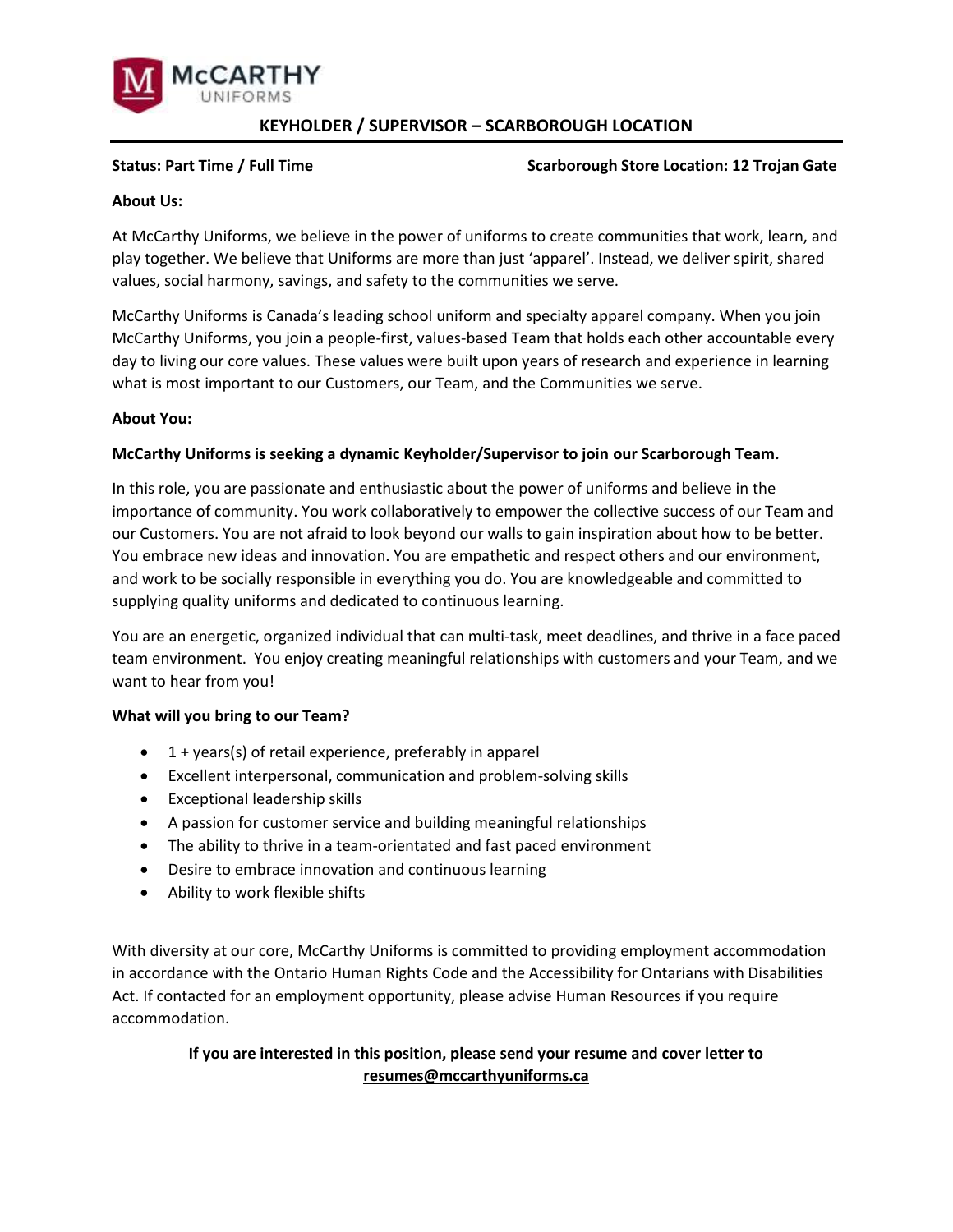McCARTHY UNIFORMS

# KEYHOLDER / SUPERVISOR – SCARBOROUGH LOCATION

**Status: Part Time / Full Time**

**Scarborough Store Location: 12 Trojan Gate**

**About Us:**

At McCarthy Uniforms, we believe in the power of uniforms to create communities that work, learn, and play together. We believe that Uniforms are more than just 'apparel'. Instead, we deliver spirit, shared values, social harmony, savings, and safety to the communities we serve.

McCarthy Uniforms is Canada's leading school uniform and specialty apparel company. When you join McCarthy Uniforms, you join a people-first, values-based Team that holds each other accountable every day to living our core values. These values were built upon years of research and experience in learning what is most important to our Customers, our Team, and the Communities we serve.

**About You:**

**McCarthy Uniforms is seeking a dynamic Keyholder/Supervisor to join our Scarborough Team.**

In this role, you are passionate and enthusiastic about the power of uniforms and believe in the importance of community. You work collaboratively to empower the collective success of our Team and our Customers. You are not afraid to look beyond our walls to gain inspiration about how to be better. You embrace new ideas and innovation. You are empathetic and respect others and our environment, and work to be socially responsible in everything you do. You are knowledgeable and committed to supplying quality uniforms and dedicated to continuous learning.

You are an energetic, organized individual that can multi-task, meet deadlines, and thrive in a face paced team environment. You enjoy creating meaningful relationships with customers and your Team, and we want to hear from you!

**What will you bring to our Team?**

- 1 + years(s) of retail experience, preferably in apparel
- Excellent interpersonal, communication and problem-solving skills
- Exceptional leadership skills
- A passion for customer service and building meaningful relationships
- The ability to thrive in a team-orientated and fast paced environment
- Desire to embrace innovation and continuous learning
- Ability to work flexible shifts

With diversity at our core, McCarthy Uniforms is committed to providing employment accommodation in accordance with the Ontario Human Rights Code and the Accessibility for Ontarians with Disabilities Act. If contacted for an employment opportunity, please advise Human Resources if you require accommodation.

**If you are interested in this position, please send your resume and cover letter to resumes@mccarthyuniforms.ca**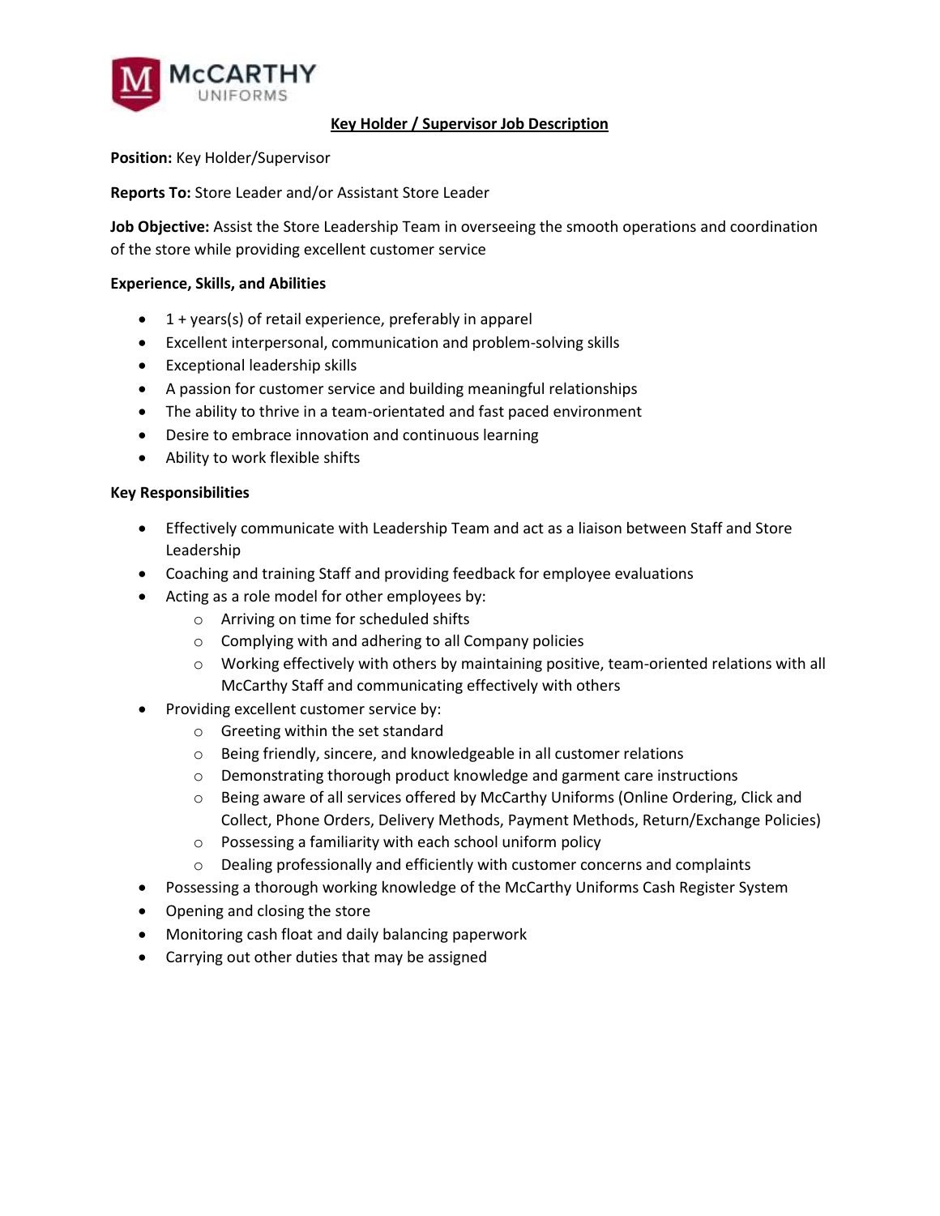McCARTHY UNIFORMS

# Key Holder / Supervisor Job Description

**Position:** Key Holder/Supervisor

**Reports To:** Store Leader and/or Assistant Store Leader

**Job Objective:** Assist the Store Leadership Team in overseeing the smooth operations and coordination of the store while providing excellent customer service

**Experience, Skills, and Abilities**

- 1 + years(s) of retail experience, preferably in apparel
- Excellent interpersonal, communication and problem-solving skills
- Exceptional leadership skills
- A passion for customer service and building meaningful relationships
- The ability to thrive in a team-orientated and fast paced environment
- Desire to embrace innovation and continuous learning
- Ability to work flexible shifts

**Key Responsibilities**

- Effectively communicate with Leadership Team and act as a liaison between Staff and Store Leadership
- Coaching and training Staff and providing feedback for employee evaluations
- Acting as a role model for other employees by:
    - Arriving on time for scheduled shifts
    - Complying with and adhering to all Company policies
    - Working effectively with others by maintaining positive, team-oriented relations with all McCarthy Staff and communicating effectively with others
- Providing excellent customer service by:
    - Greeting within the set standard
    - Being friendly, sincere, and knowledgeable in all customer relations
    - Demonstrating thorough product knowledge and garment care instructions
    - Being aware of all services offered by McCarthy Uniforms (Online Ordering, Click and Collect, Phone Orders, Delivery Methods, Payment Methods, Return/Exchange Policies)
    - Possessing a familiarity with each school uniform policy
    - Dealing professionally and efficiently with customer concerns and complaints
- Possessing a thorough working knowledge of the McCarthy Uniforms Cash Register System
- Opening and closing the store
- Monitoring cash float and daily balancing paperwork
- Carrying out other duties that may be assigned